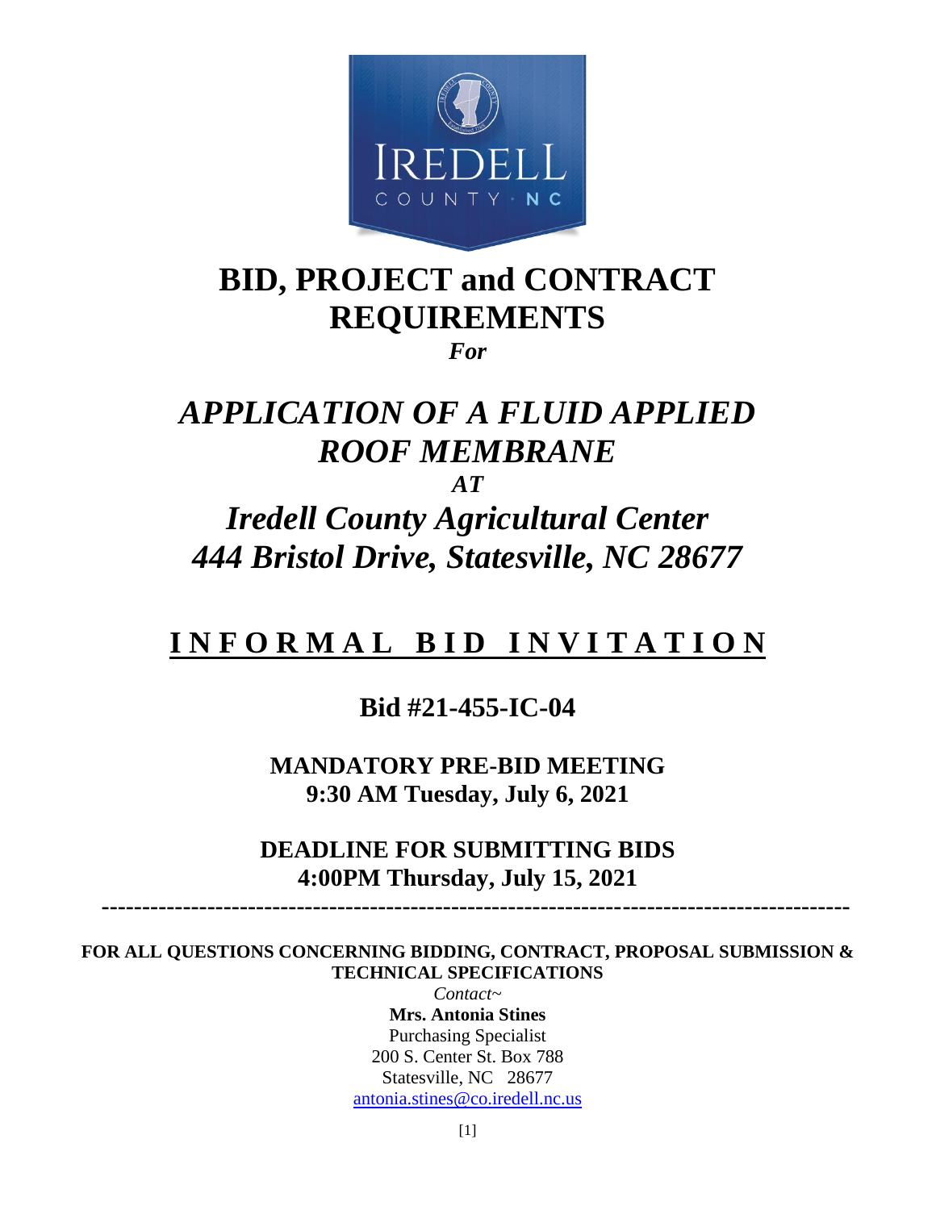# BID, PROJECT and CONTRACT REQUIREMENTS

*For*

# *APPLICATION OF A FLUID APPLIED ROOF MEMBRANE*

*AT*

# *Iredell County Agricultural Center*
# *444 Bristol Drive, Statesville, NC 28677*

## INFORMAL BID INVITATION

**Bid #21-455-IC-04**

**MANDATORY PRE-BID MEETING**
**9:30 AM Tuesday, July 6, 2021**

**DEADLINE FOR SUBMITTING BIDS**
**4:00PM Thursday, July 15, 2021**

---

**FOR ALL QUESTIONS CONCERNING BIDDING, CONTRACT, PROPOSAL SUBMISSION & TECHNICAL SPECIFICATIONS**

*Contact~*

**Mrs. Antonia Stines**
Purchasing Specialist
200 S. Center St. Box 788
Statesville, NC 28677
antonia.stines@co.iredell.nc.us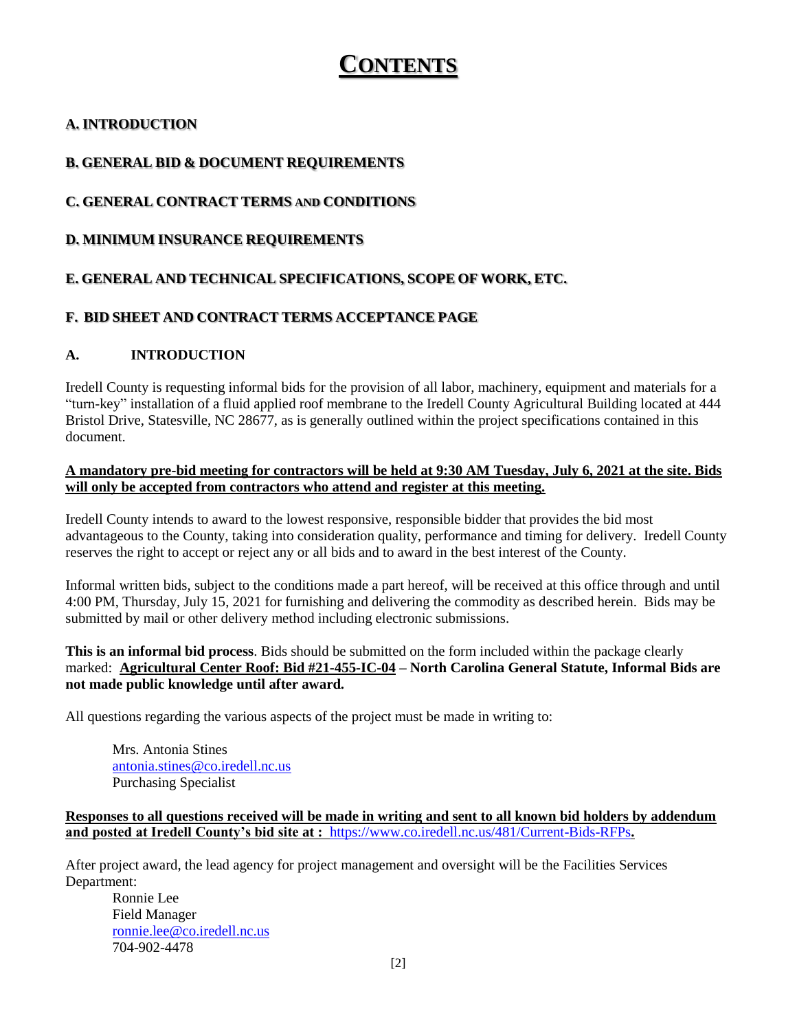# CONTENTS

**A. INTRODUCTION**

**B. GENERAL BID & DOCUMENT REQUIREMENTS**

**C. GENERAL CONTRACT TERMS AND CONDITIONS**

**D. MINIMUM INSURANCE REQUIREMENTS**

**E. GENERAL AND TECHNICAL SPECIFICATIONS, SCOPE OF WORK, ETC.**

**F. BID SHEET AND CONTRACT TERMS ACCEPTANCE PAGE**

## A. INTRODUCTION

Iredell County is requesting informal bids for the provision of all labor, machinery, equipment and materials for a "turn-key" installation of a fluid applied roof membrane to the Iredell County Agricultural Building located at 444 Bristol Drive, Statesville, NC 28677, as is generally outlined within the project specifications contained in this document.

**A mandatory pre-bid meeting for contractors will be held at 9:30 AM Tuesday, July 6, 2021 at the site. Bids will only be accepted from contractors who attend and register at this meeting.**

Iredell County intends to award to the lowest responsive, responsible bidder that provides the bid most advantageous to the County, taking into consideration quality, performance and timing for delivery. Iredell County reserves the right to accept or reject any or all bids and to award in the best interest of the County.

Informal written bids, subject to the conditions made a part hereof, will be received at this office through and until 4:00 PM, Thursday, July 15, 2021 for furnishing and delivering the commodity as described herein. Bids may be submitted by mail or other delivery method including electronic submissions.

**This is an informal bid process**. Bids should be submitted on the form included within the package clearly marked: **Agricultural Center Roof: Bid #21-455-IC-04 – North Carolina General Statute, Informal Bids are not made public knowledge until after award.**

All questions regarding the various aspects of the project must be made in writing to:

Mrs. Antonia Stines  
antonia.stines@co.iredell.nc.us  
Purchasing Specialist

**Responses to all questions received will be made in writing and sent to all known bid holders by addendum and posted at Iredell County's bid site at : https://www.co.iredell.nc.us/481/Current-Bids-RFPs.**

After project award, the lead agency for project management and oversight will be the Facilities Services Department:

Ronnie Lee  
Field Manager  
ronnie.lee@co.iredell.nc.us  
704-902-4478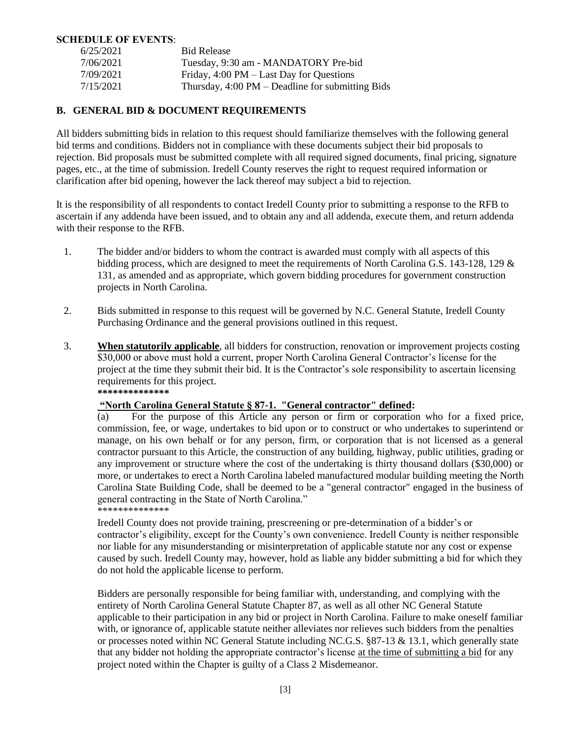**SCHEDULE OF EVENTS**:

| | |
|---|---|
| 6/25/2021 | Bid Release |
| 7/06/2021 | Tuesday, 9:30 am - MANDATORY Pre-bid |
| 7/09/2021 | Friday, 4:00 PM – Last Day for Questions |
| 7/15/2021 | Thursday, 4:00 PM – Deadline for submitting Bids |

## B. GENERAL BID & DOCUMENT REQUIREMENTS

All bidders submitting bids in relation to this request should familiarize themselves with the following general bid terms and conditions. Bidders not in compliance with these documents subject their bid proposals to rejection. Bid proposals must be submitted complete with all required signed documents, final pricing, signature pages, etc., at the time of submission. Iredell County reserves the right to request required information or clarification after bid opening, however the lack thereof may subject a bid to rejection.

It is the responsibility of all respondents to contact Iredell County prior to submitting a response to the RFB to ascertain if any addenda have been issued, and to obtain any and all addenda, execute them, and return addenda with their response to the RFB.

1. The bidder and/or bidders to whom the contract is awarded must comply with all aspects of this bidding process, which are designed to meet the requirements of North Carolina G.S. 143-128, 129 & 131, as amended and as appropriate, which govern bidding procedures for government construction projects in North Carolina.

2. Bids submitted in response to this request will be governed by N.C. General Statute, Iredell County Purchasing Ordinance and the general provisions outlined in this request.

3. **When statutorily applicable**, all bidders for construction, renovation or improvement projects costing $30,000 or above must hold a current, proper North Carolina General Contractor's license for the project at the time they submit their bid. It is the Contractor's sole responsibility to ascertain licensing requirements for this project.

   **************

   **"North Carolina General Statute § 87-1. "General contractor" defined:**

   (a) For the purpose of this Article any person or firm or corporation who for a fixed price, commission, fee, or wage, undertakes to bid upon or to construct or who undertakes to superintend or manage, on his own behalf or for any person, firm, or corporation that is not licensed as a general contractor pursuant to this Article, the construction of any building, highway, public utilities, grading or any improvement or structure where the cost of the undertaking is thirty thousand dollars ($30,000) or more, or undertakes to erect a North Carolina labeled manufactured modular building meeting the North Carolina State Building Code, shall be deemed to be a "general contractor" engaged in the business of general contracting in the State of North Carolina."

   **************

   Iredell County does not provide training, prescreening or pre-determination of a bidder's or contractor's eligibility, except for the County's own convenience. Iredell County is neither responsible nor liable for any misunderstanding or misinterpretation of applicable statute nor any cost or expense caused by such. Iredell County may, however, hold as liable any bidder submitting a bid for which they do not hold the applicable license to perform.

   Bidders are personally responsible for being familiar with, understanding, and complying with the entirety of North Carolina General Statute Chapter 87, as well as all other NC General Statute applicable to their participation in any bid or project in North Carolina. Failure to make oneself familiar with, or ignorance of, applicable statute neither alleviates nor relieves such bidders from the penalties or processes noted within NC General Statute including NC.G.S. §87-13 & 13.1, which generally state that any bidder not holding the appropriate contractor's license <u>at the time of submitting a bid</u> for any project noted within the Chapter is guilty of a Class 2 Misdemeanor.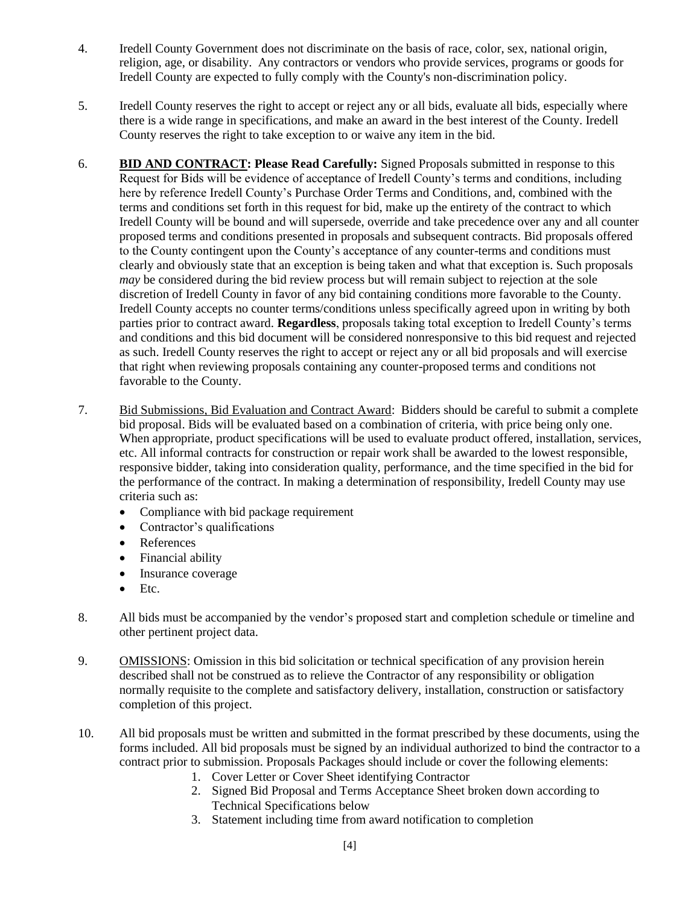4. Iredell County Government does not discriminate on the basis of race, color, sex, national origin, religion, age, or disability. Any contractors or vendors who provide services, programs or goods for Iredell County are expected to fully comply with the County's non-discrimination policy.

5. Iredell County reserves the right to accept or reject any or all bids, evaluate all bids, especially where there is a wide range in specifications, and make an award in the best interest of the County. Iredell County reserves the right to take exception to or waive any item in the bid.

6. **BID AND CONTRACT: Please Read Carefully:** Signed Proposals submitted in response to this Request for Bids will be evidence of acceptance of Iredell County's terms and conditions, including here by reference Iredell County's Purchase Order Terms and Conditions, and, combined with the terms and conditions set forth in this request for bid, make up the entirety of the contract to which Iredell County will be bound and will supersede, override and take precedence over any and all counter proposed terms and conditions presented in proposals and subsequent contracts. Bid proposals offered to the County contingent upon the County's acceptance of any counter-terms and conditions must clearly and obviously state that an exception is being taken and what that exception is. Such proposals *may* be considered during the bid review process but will remain subject to rejection at the sole discretion of Iredell County in favor of any bid containing conditions more favorable to the County. Iredell County accepts no counter terms/conditions unless specifically agreed upon in writing by both parties prior to contract award. **Regardless**, proposals taking total exception to Iredell County's terms and conditions and this bid document will be considered nonresponsive to this bid request and rejected as such. Iredell County reserves the right to accept or reject any or all bid proposals and will exercise that right when reviewing proposals containing any counter-proposed terms and conditions not favorable to the County.

7. Bid Submissions, Bid Evaluation and Contract Award: Bidders should be careful to submit a complete bid proposal. Bids will be evaluated based on a combination of criteria, with price being only one. When appropriate, product specifications will be used to evaluate product offered, installation, services, etc. All informal contracts for construction or repair work shall be awarded to the lowest responsible, responsive bidder, taking into consideration quality, performance, and the time specified in the bid for the performance of the contract. In making a determination of responsibility, Iredell County may use criteria such as:
   - Compliance with bid package requirement
   - Contractor's qualifications
   - References
   - Financial ability
   - Insurance coverage
   - Etc.

8. All bids must be accompanied by the vendor's proposed start and completion schedule or timeline and other pertinent project data.

9. OMISSIONS: Omission in this bid solicitation or technical specification of any provision herein described shall not be construed as to relieve the Contractor of any responsibility or obligation normally requisite to the complete and satisfactory delivery, installation, construction or satisfactory completion of this project.

10. All bid proposals must be written and submitted in the format prescribed by these documents, using the forms included. All bid proposals must be signed by an individual authorized to bind the contractor to a contract prior to submission. Proposals Packages should include or cover the following elements:
    1. Cover Letter or Cover Sheet identifying Contractor
    2. Signed Bid Proposal and Terms Acceptance Sheet broken down according to Technical Specifications below
    3. Statement including time from award notification to completion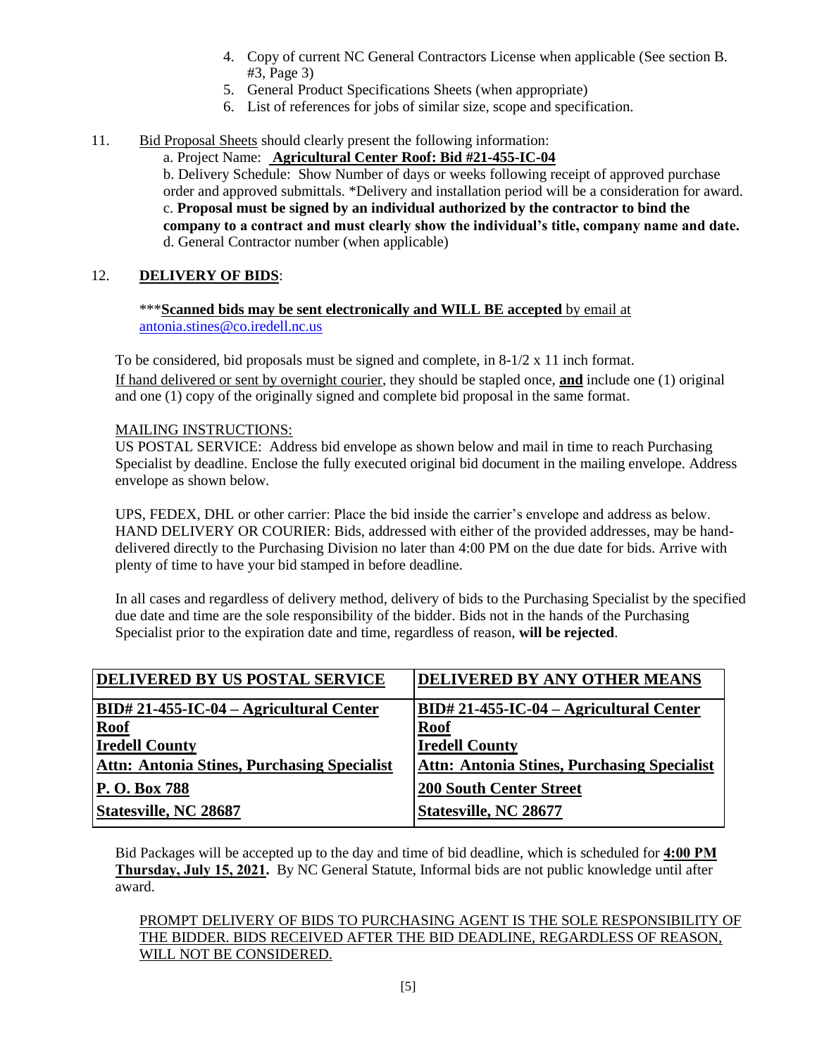4. Copy of current NC General Contractors License when applicable (See section B. #3, Page 3)
5. General Product Specifications Sheets (when appropriate)
6. List of references for jobs of similar size, scope and specification.

11. Bid Proposal Sheets should clearly present the following information:

    a. Project Name: **Agricultural Center Roof: Bid #21-455-IC-04**

    b. Delivery Schedule: Show Number of days or weeks following receipt of approved purchase order and approved submittals. *Delivery and installation period will be a consideration for award.

    c. **Proposal must be signed by an individual authorized by the contractor to bind the company to a contract and must clearly show the individual's title, company name and date.**

    d. General Contractor number (when applicable)

12. **DELIVERY OF BIDS**:

***<u>**Scanned bids may be sent electronically and WILL BE accepted**</u> by email at antonia.stines@co.iredell.nc.us

To be considered, bid proposals must be signed and complete, in 8-1/2 x 11 inch format.

If hand delivered or sent by overnight courier, they should be stapled once, **and** include one (1) original and one (1) copy of the originally signed and complete bid proposal in the same format.

MAILING INSTRUCTIONS:

US POSTAL SERVICE: Address bid envelope as shown below and mail in time to reach Purchasing Specialist by deadline. Enclose the fully executed original bid document in the mailing envelope. Address envelope as shown below.

UPS, FEDEX, DHL or other carrier: Place the bid inside the carrier's envelope and address as below.
HAND DELIVERY OR COURIER: Bids, addressed with either of the provided addresses, may be hand-delivered directly to the Purchasing Division no later than 4:00 PM on the due date for bids. Arrive with plenty of time to have your bid stamped in before deadline.

In all cases and regardless of delivery method, delivery of bids to the Purchasing Specialist by the specified due date and time are the sole responsibility of the bidder. Bids not in the hands of the Purchasing Specialist prior to the expiration date and time, regardless of reason, **will be rejected**.

| **DELIVERED BY US POSTAL SERVICE** | **DELIVERED BY ANY OTHER MEANS** |
|---|---|
| **BID# 21-455-IC-04 – Agricultural Center Roof**<br>**Iredell County**<br>**Attn: Antonia Stines, Purchasing Specialist** | **BID# 21-455-IC-04 – Agricultural Center Roof**<br>**Iredell County**<br>**Attn: Antonia Stines, Purchasing Specialist** |
| **P. O. Box 788** | **200 South Center Street** |
| **Statesville, NC 28687** | **Statesville, NC 28677** |

Bid Packages will be accepted up to the day and time of bid deadline, which is scheduled for **4:00 PM Thursday, July 15, 2021.** By NC General Statute, Informal bids are not public knowledge until after award.

PROMPT DELIVERY OF BIDS TO PURCHASING AGENT IS THE SOLE RESPONSIBILITY OF THE BIDDER. BIDS RECEIVED AFTER THE BID DEADLINE, REGARDLESS OF REASON, WILL NOT BE CONSIDERED.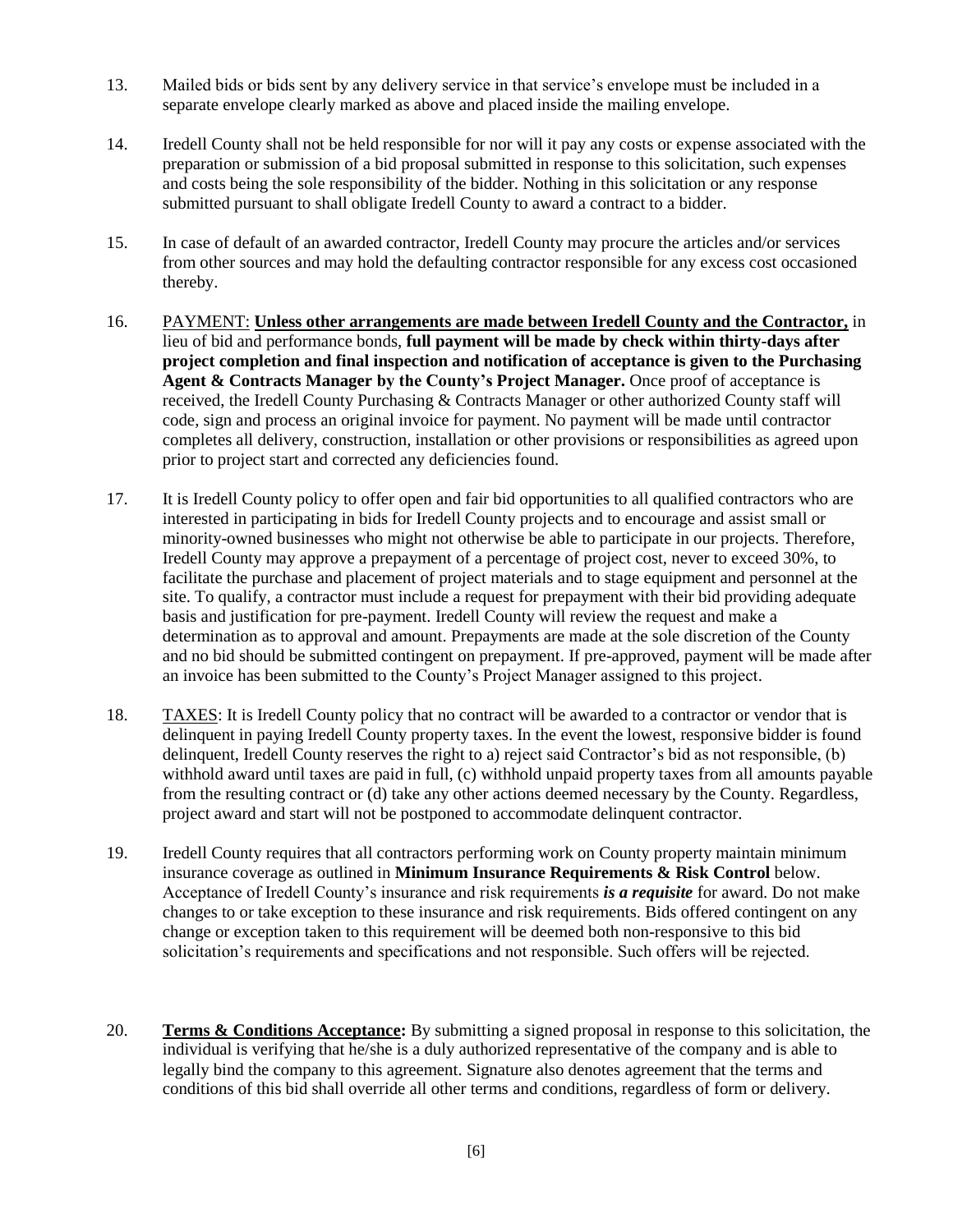13. Mailed bids or bids sent by any delivery service in that service's envelope must be included in a separate envelope clearly marked as above and placed inside the mailing envelope.

14. Iredell County shall not be held responsible for nor will it pay any costs or expense associated with the preparation or submission of a bid proposal submitted in response to this solicitation, such expenses and costs being the sole responsibility of the bidder. Nothing in this solicitation or any response submitted pursuant to shall obligate Iredell County to award a contract to a bidder.

15. In case of default of an awarded contractor, Iredell County may procure the articles and/or services from other sources and may hold the defaulting contractor responsible for any excess cost occasioned thereby.

16. PAYMENT: **Unless other arrangements are made between Iredell County and the Contractor,** in lieu of bid and performance bonds, **full payment will be made by check within thirty-days after project completion and final inspection and notification of acceptance is given to the Purchasing Agent & Contracts Manager by the County's Project Manager.** Once proof of acceptance is received, the Iredell County Purchasing & Contracts Manager or other authorized County staff will code, sign and process an original invoice for payment. No payment will be made until contractor completes all delivery, construction, installation or other provisions or responsibilities as agreed upon prior to project start and corrected any deficiencies found.

17. It is Iredell County policy to offer open and fair bid opportunities to all qualified contractors who are interested in participating in bids for Iredell County projects and to encourage and assist small or minority-owned businesses who might not otherwise be able to participate in our projects. Therefore, Iredell County may approve a prepayment of a percentage of project cost, never to exceed 30%, to facilitate the purchase and placement of project materials and to stage equipment and personnel at the site. To qualify, a contractor must include a request for prepayment with their bid providing adequate basis and justification for pre-payment. Iredell County will review the request and make a determination as to approval and amount. Prepayments are made at the sole discretion of the County and no bid should be submitted contingent on prepayment. If pre-approved, payment will be made after an invoice has been submitted to the County's Project Manager assigned to this project.

18. TAXES: It is Iredell County policy that no contract will be awarded to a contractor or vendor that is delinquent in paying Iredell County property taxes. In the event the lowest, responsive bidder is found delinquent, Iredell County reserves the right to a) reject said Contractor's bid as not responsible, (b) withhold award until taxes are paid in full, (c) withhold unpaid property taxes from all amounts payable from the resulting contract or (d) take any other actions deemed necessary by the County. Regardless, project award and start will not be postponed to accommodate delinquent contractor.

19. Iredell County requires that all contractors performing work on County property maintain minimum insurance coverage as outlined in **Minimum Insurance Requirements & Risk Control** below. Acceptance of Iredell County's insurance and risk requirements ***is a requisite*** for award. Do not make changes to or take exception to these insurance and risk requirements. Bids offered contingent on any change or exception taken to this requirement will be deemed both non-responsive to this bid solicitation's requirements and specifications and not responsible. Such offers will be rejected.

20. **Terms & Conditions Acceptance:** By submitting a signed proposal in response to this solicitation, the individual is verifying that he/she is a duly authorized representative of the company and is able to legally bind the company to this agreement. Signature also denotes agreement that the terms and conditions of this bid shall override all other terms and conditions, regardless of form or delivery.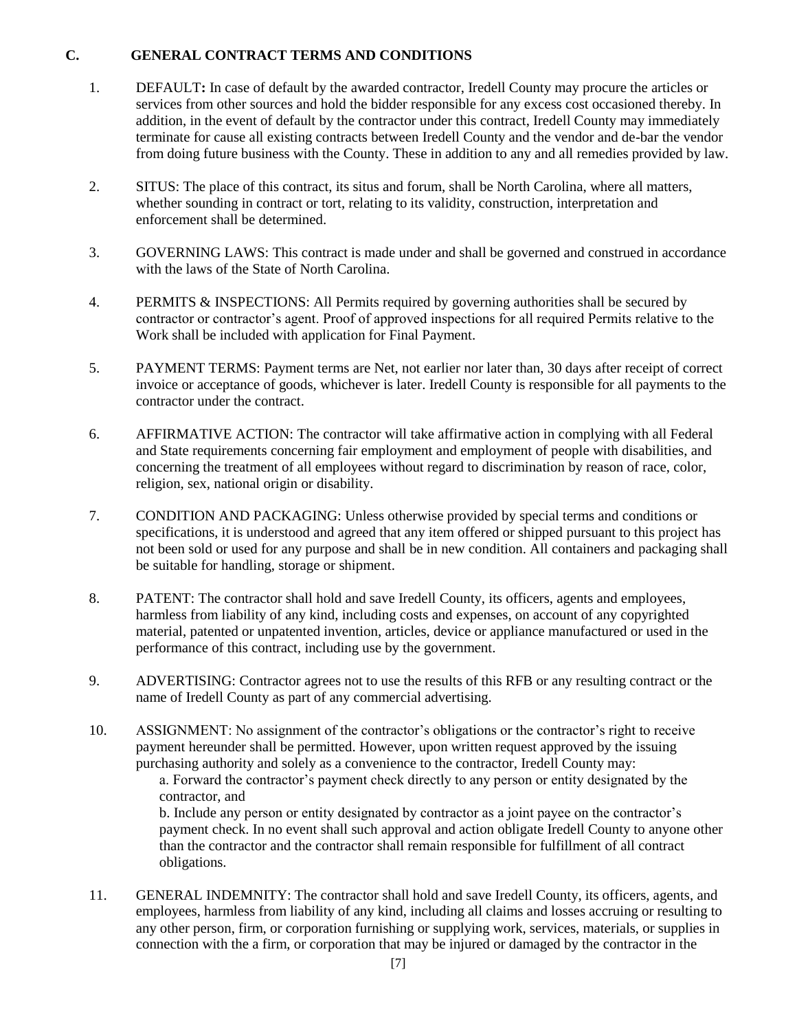## C. GENERAL CONTRACT TERMS AND CONDITIONS

1. DEFAULT**:** In case of default by the awarded contractor, Iredell County may procure the articles or services from other sources and hold the bidder responsible for any excess cost occasioned thereby. In addition, in the event of default by the contractor under this contract, Iredell County may immediately terminate for cause all existing contracts between Iredell County and the vendor and de-bar the vendor from doing future business with the County. These in addition to any and all remedies provided by law.

2. SITUS: The place of this contract, its situs and forum, shall be North Carolina, where all matters, whether sounding in contract or tort, relating to its validity, construction, interpretation and enforcement shall be determined.

3. GOVERNING LAWS: This contract is made under and shall be governed and construed in accordance with the laws of the State of North Carolina.

4. PERMITS & INSPECTIONS: All Permits required by governing authorities shall be secured by contractor or contractor's agent. Proof of approved inspections for all required Permits relative to the Work shall be included with application for Final Payment.

5. PAYMENT TERMS: Payment terms are Net, not earlier nor later than, 30 days after receipt of correct invoice or acceptance of goods, whichever is later. Iredell County is responsible for all payments to the contractor under the contract.

6. AFFIRMATIVE ACTION: The contractor will take affirmative action in complying with all Federal and State requirements concerning fair employment and employment of people with disabilities, and concerning the treatment of all employees without regard to discrimination by reason of race, color, religion, sex, national origin or disability.

7. CONDITION AND PACKAGING: Unless otherwise provided by special terms and conditions or specifications, it is understood and agreed that any item offered or shipped pursuant to this project has not been sold or used for any purpose and shall be in new condition. All containers and packaging shall be suitable for handling, storage or shipment.

8. PATENT: The contractor shall hold and save Iredell County, its officers, agents and employees, harmless from liability of any kind, including costs and expenses, on account of any copyrighted material, patented or unpatented invention, articles, device or appliance manufactured or used in the performance of this contract, including use by the government.

9. ADVERTISING: Contractor agrees not to use the results of this RFB or any resulting contract or the name of Iredell County as part of any commercial advertising.

10. ASSIGNMENT: No assignment of the contractor's obligations or the contractor's right to receive payment hereunder shall be permitted. However, upon written request approved by the issuing purchasing authority and solely as a convenience to the contractor, Iredell County may:
    a. Forward the contractor's payment check directly to any person or entity designated by the contractor, and
    b. Include any person or entity designated by contractor as a joint payee on the contractor's payment check. In no event shall such approval and action obligate Iredell County to anyone other than the contractor and the contractor shall remain responsible for fulfillment of all contract obligations.

11. GENERAL INDEMNITY: The contractor shall hold and save Iredell County, its officers, agents, and employees, harmless from liability of any kind, including all claims and losses accruing or resulting to any other person, firm, or corporation furnishing or supplying work, services, materials, or supplies in connection with the a firm, or corporation that may be injured or damaged by the contractor in the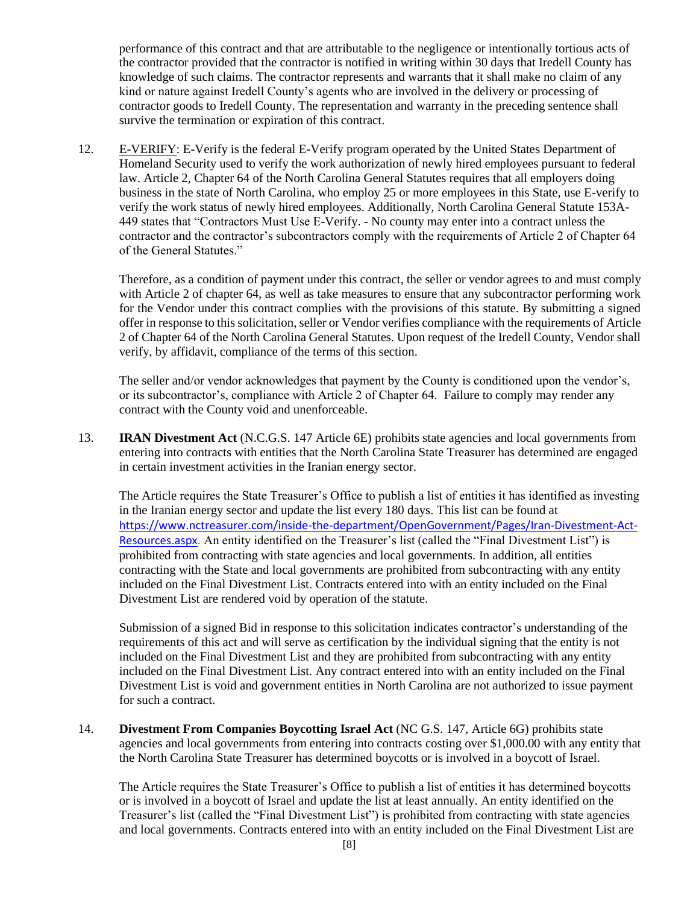performance of this contract and that are attributable to the negligence or intentionally tortious acts of the contractor provided that the contractor is notified in writing within 30 days that Iredell County has knowledge of such claims. The contractor represents and warrants that it shall make no claim of any kind or nature against Iredell County's agents who are involved in the delivery or processing of contractor goods to Iredell County. The representation and warranty in the preceding sentence shall survive the termination or expiration of this contract.

12. E-VERIFY: E-Verify is the federal E-Verify program operated by the United States Department of Homeland Security used to verify the work authorization of newly hired employees pursuant to federal law. Article 2, Chapter 64 of the North Carolina General Statutes requires that all employers doing business in the state of North Carolina, who employ 25 or more employees in this State, use E-verify to verify the work status of newly hired employees. Additionally, North Carolina General Statute 153A-449 states that "Contractors Must Use E-Verify. - No county may enter into a contract unless the contractor and the contractor's subcontractors comply with the requirements of Article 2 of Chapter 64 of the General Statutes."

    Therefore, as a condition of payment under this contract, the seller or vendor agrees to and must comply with Article 2 of chapter 64, as well as take measures to ensure that any subcontractor performing work for the Vendor under this contract complies with the provisions of this statute. By submitting a signed offer in response to this solicitation, seller or Vendor verifies compliance with the requirements of Article 2 of Chapter 64 of the North Carolina General Statutes. Upon request of the Iredell County, Vendor shall verify, by affidavit, compliance of the terms of this section.

    The seller and/or vendor acknowledges that payment by the County is conditioned upon the vendor's, or its subcontractor's, compliance with Article 2 of Chapter 64. Failure to comply may render any contract with the County void and unenforceable.

13. **IRAN Divestment Act** (N.C.G.S. 147 Article 6E) prohibits state agencies and local governments from entering into contracts with entities that the North Carolina State Treasurer has determined are engaged in certain investment activities in the Iranian energy sector.

    The Article requires the State Treasurer's Office to publish a list of entities it has identified as investing in the Iranian energy sector and update the list every 180 days. This list can be found at https://www.nctreasurer.com/inside-the-department/OpenGovernment/Pages/Iran-Divestment-Act-Resources.aspx. An entity identified on the Treasurer's list (called the "Final Divestment List") is prohibited from contracting with state agencies and local governments. In addition, all entities contracting with the State and local governments are prohibited from subcontracting with any entity included on the Final Divestment List. Contracts entered into with an entity included on the Final Divestment List are rendered void by operation of the statute.

    Submission of a signed Bid in response to this solicitation indicates contractor's understanding of the requirements of this act and will serve as certification by the individual signing that the entity is not included on the Final Divestment List and they are prohibited from subcontracting with any entity included on the Final Divestment List. Any contract entered into with an entity included on the Final Divestment List is void and government entities in North Carolina are not authorized to issue payment for such a contract.

14. **Divestment From Companies Boycotting Israel Act** (NC G.S. 147, Article 6G) prohibits state agencies and local governments from entering into contracts costing over $1,000.00 with any entity that the North Carolina State Treasurer has determined boycotts or is involved in a boycott of Israel.

    The Article requires the State Treasurer's Office to publish a list of entities it has determined boycotts or is involved in a boycott of Israel and update the list at least annually. An entity identified on the Treasurer's list (called the "Final Divestment List") is prohibited from contracting with state agencies and local governments. Contracts entered into with an entity included on the Final Divestment List are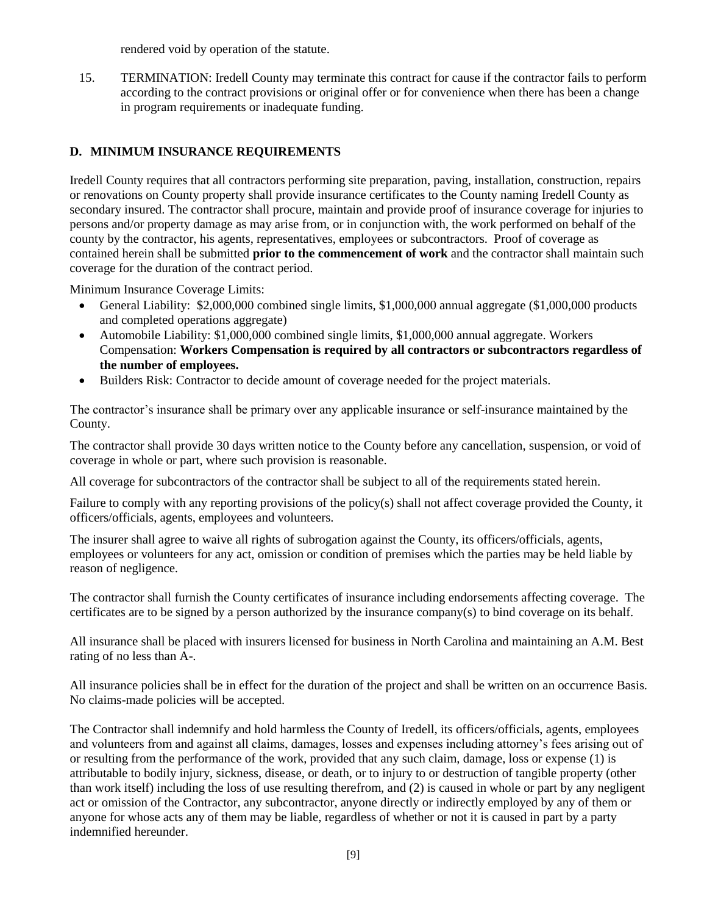rendered void by operation of the statute.

15. TERMINATION: Iredell County may terminate this contract for cause if the contractor fails to perform according to the contract provisions or original offer or for convenience when there has been a change in program requirements or inadequate funding.

## D. MINIMUM INSURANCE REQUIREMENTS

Iredell County requires that all contractors performing site preparation, paving, installation, construction, repairs or renovations on County property shall provide insurance certificates to the County naming Iredell County as secondary insured. The contractor shall procure, maintain and provide proof of insurance coverage for injuries to persons and/or property damage as may arise from, or in conjunction with, the work performed on behalf of the county by the contractor, his agents, representatives, employees or subcontractors. Proof of coverage as contained herein shall be submitted **prior to the commencement of work** and the contractor shall maintain such coverage for the duration of the contract period.

Minimum Insurance Coverage Limits:

- General Liability: $2,000,000 combined single limits, $1,000,000 annual aggregate ($1,000,000 products and completed operations aggregate)
- Automobile Liability: $1,000,000 combined single limits, $1,000,000 annual aggregate. Workers Compensation: **Workers Compensation is required by all contractors or subcontractors regardless of the number of employees.**
- Builders Risk: Contractor to decide amount of coverage needed for the project materials.

The contractor's insurance shall be primary over any applicable insurance or self-insurance maintained by the County.

The contractor shall provide 30 days written notice to the County before any cancellation, suspension, or void of coverage in whole or part, where such provision is reasonable.

All coverage for subcontractors of the contractor shall be subject to all of the requirements stated herein.

Failure to comply with any reporting provisions of the policy(s) shall not affect coverage provided the County, it officers/officials, agents, employees and volunteers.

The insurer shall agree to waive all rights of subrogation against the County, its officers/officials, agents, employees or volunteers for any act, omission or condition of premises which the parties may be held liable by reason of negligence.

The contractor shall furnish the County certificates of insurance including endorsements affecting coverage. The certificates are to be signed by a person authorized by the insurance company(s) to bind coverage on its behalf.

All insurance shall be placed with insurers licensed for business in North Carolina and maintaining an A.M. Best rating of no less than A-.

All insurance policies shall be in effect for the duration of the project and shall be written on an occurrence Basis. No claims-made policies will be accepted.

The Contractor shall indemnify and hold harmless the County of Iredell, its officers/officials, agents, employees and volunteers from and against all claims, damages, losses and expenses including attorney's fees arising out of or resulting from the performance of the work, provided that any such claim, damage, loss or expense (1) is attributable to bodily injury, sickness, disease, or death, or to injury to or destruction of tangible property (other than work itself) including the loss of use resulting therefrom, and (2) is caused in whole or part by any negligent act or omission of the Contractor, any subcontractor, anyone directly or indirectly employed by any of them or anyone for whose acts any of them may be liable, regardless of whether or not it is caused in part by a party indemnified hereunder.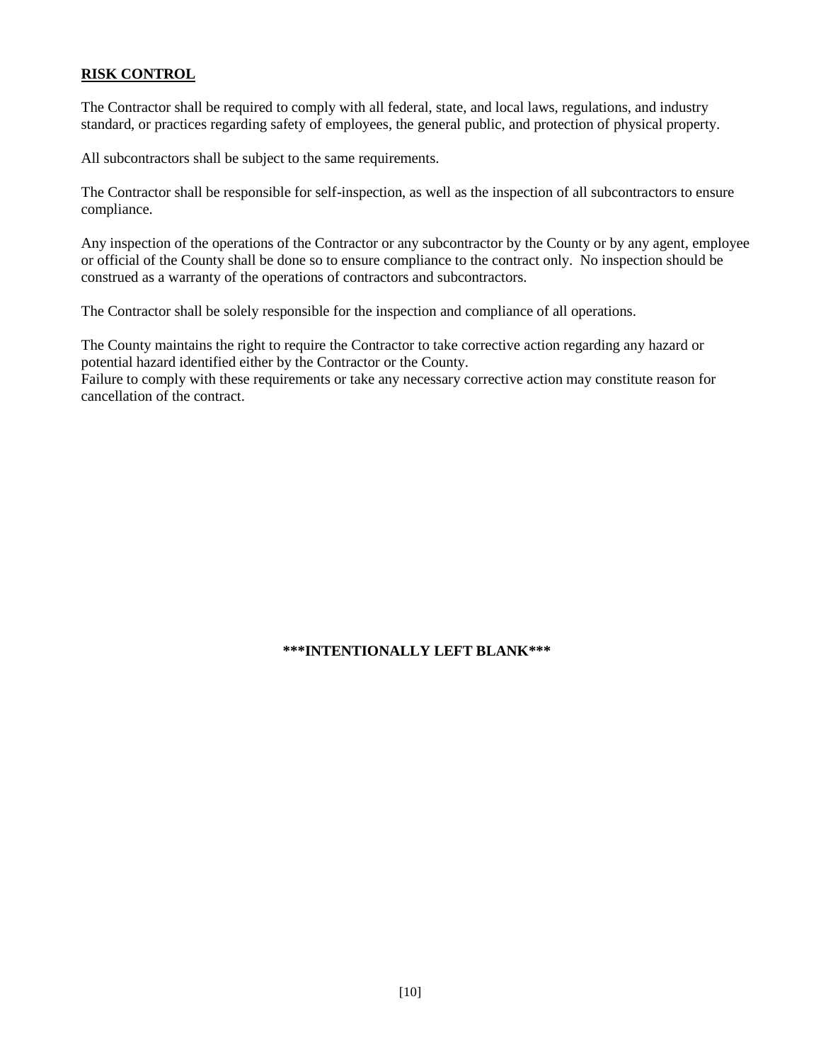## RISK CONTROL

The Contractor shall be required to comply with all federal, state, and local laws, regulations, and industry standard, or practices regarding safety of employees, the general public, and protection of physical property.

All subcontractors shall be subject to the same requirements.

The Contractor shall be responsible for self-inspection, as well as the inspection of all subcontractors to ensure compliance.

Any inspection of the operations of the Contractor or any subcontractor by the County or by any agent, employee or official of the County shall be done so to ensure compliance to the contract only. No inspection should be construed as a warranty of the operations of contractors and subcontractors.

The Contractor shall be solely responsible for the inspection and compliance of all operations.

The County maintains the right to require the Contractor to take corrective action regarding any hazard or potential hazard identified either by the Contractor or the County.
Failure to comply with these requirements or take any necessary corrective action may constitute reason for cancellation of the contract.

**\*\*\*INTENTIONALLY LEFT BLANK\*\*\***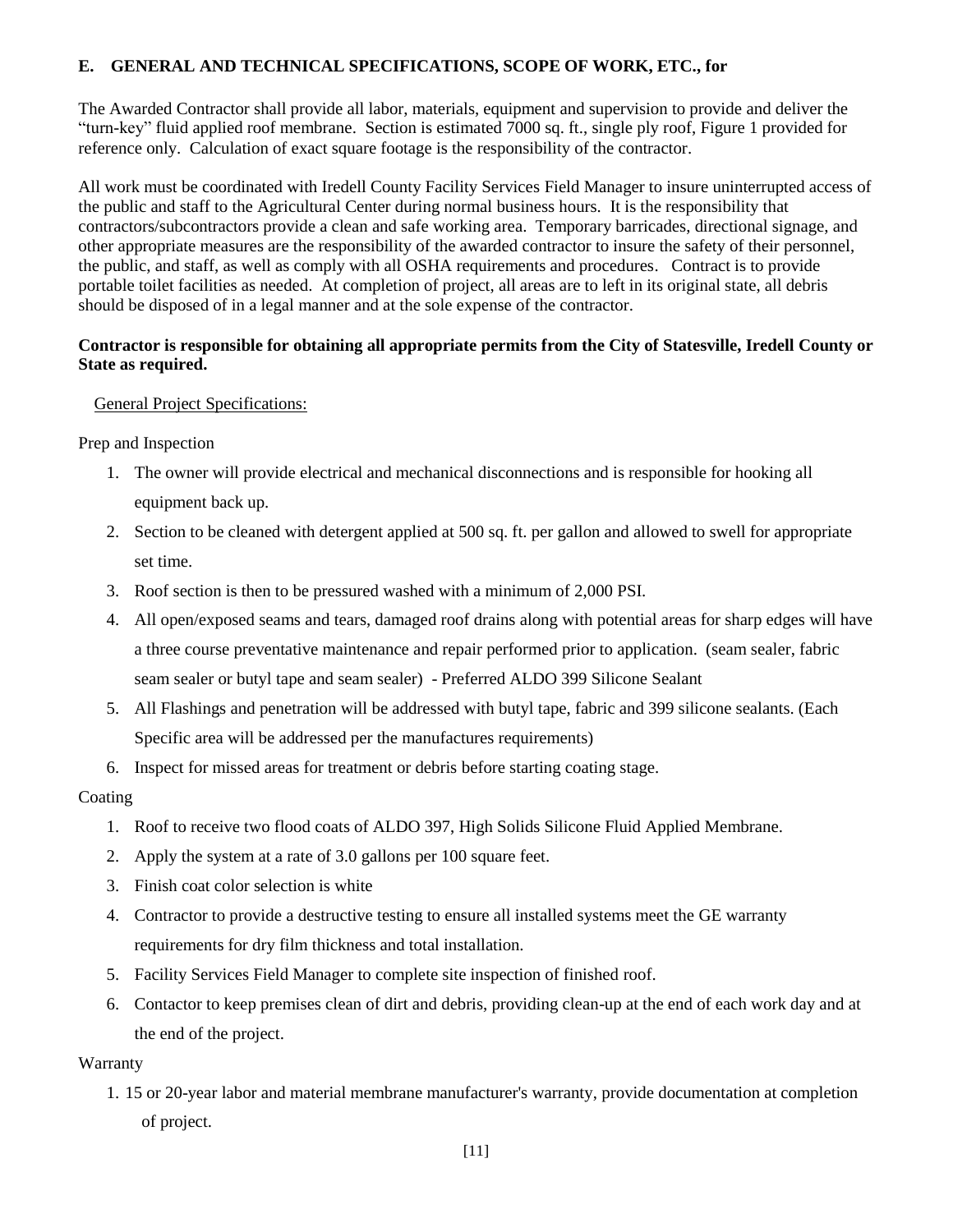**E. GENERAL AND TECHNICAL SPECIFICATIONS, SCOPE OF WORK, ETC., for**

The Awarded Contractor shall provide all labor, materials, equipment and supervision to provide and deliver the "turn-key" fluid applied roof membrane. Section is estimated 7000 sq. ft., single ply roof, Figure 1 provided for reference only. Calculation of exact square footage is the responsibility of the contractor.

All work must be coordinated with Iredell County Facility Services Field Manager to insure uninterrupted access of the public and staff to the Agricultural Center during normal business hours. It is the responsibility that contractors/subcontractors provide a clean and safe working area. Temporary barricades, directional signage, and other appropriate measures are the responsibility of the awarded contractor to insure the safety of their personnel, the public, and staff, as well as comply with all OSHA requirements and procedures. Contract is to provide portable toilet facilities as needed. At completion of project, all areas are to left in its original state, all debris should be disposed of in a legal manner and at the sole expense of the contractor.

**Contractor is responsible for obtaining all appropriate permits from the City of Statesville, Iredell County or State as required.**

General Project Specifications:

Prep and Inspection

1. The owner will provide electrical and mechanical disconnections and is responsible for hooking all equipment back up.
2. Section to be cleaned with detergent applied at 500 sq. ft. per gallon and allowed to swell for appropriate set time.
3. Roof section is then to be pressured washed with a minimum of 2,000 PSI.
4. All open/exposed seams and tears, damaged roof drains along with potential areas for sharp edges will have a three course preventative maintenance and repair performed prior to application. (seam sealer, fabric seam sealer or butyl tape and seam sealer) - Preferred ALDO 399 Silicone Sealant
5. All Flashings and penetration will be addressed with butyl tape, fabric and 399 silicone sealants. (Each Specific area will be addressed per the manufactures requirements)
6. Inspect for missed areas for treatment or debris before starting coating stage.

Coating

1. Roof to receive two flood coats of ALDO 397, High Solids Silicone Fluid Applied Membrane.
2. Apply the system at a rate of 3.0 gallons per 100 square feet.
3. Finish coat color selection is white
4. Contractor to provide a destructive testing to ensure all installed systems meet the GE warranty requirements for dry film thickness and total installation.
5. Facility Services Field Manager to complete site inspection of finished roof.
6. Contactor to keep premises clean of dirt and debris, providing clean-up at the end of each work day and at the end of the project.

Warranty

1. 15 or 20-year labor and material membrane manufacturer's warranty, provide documentation at completion of project.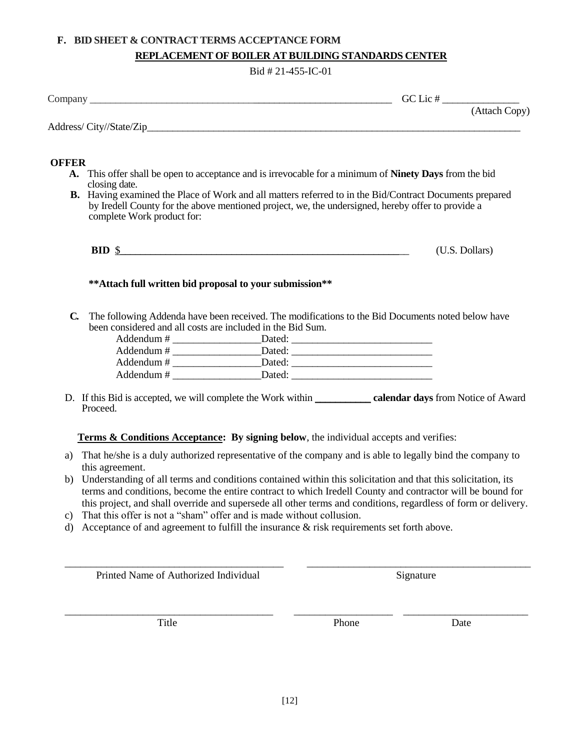## F. BID SHEET & CONTRACT TERMS ACCEPTANCE FORM

**REPLACEMENT OF BOILER AT BUILDING STANDARDS CENTER**

Bid # 21-455-IC-01

Company ____________________________________________________________ GC Lic # _______________ (Attach Copy)

Address/ City//State/Zip______________________________________________________________________________

**OFFER**

**A.** This offer shall be open to acceptance and is irrevocable for a minimum of **Ninety Days** from the bid closing date.

**B.** Having examined the Place of Work and all matters referred to in the Bid/Contract Documents prepared by Iredell County for the above mentioned project, we, the undersigned, hereby offer to provide a complete Work product for:

**BID** $__________________________________________________________ (U.S. Dollars)

**\*\*Attach full written bid proposal to your submission\*\***

**C.** The following Addenda have been received. The modifications to the Bid Documents noted below have been considered and all costs are included in the Bid Sum.

Addendum # _________________Dated: ___________________________

Addendum # _________________Dated: ___________________________

Addendum # _________________Dated: ___________________________

Addendum # _________________Dated: ___________________________

D. If this Bid is accepted, we will complete the Work within **___________ calendar days** from Notice of Award Proceed.

**Terms & Conditions Acceptance: By signing below**, the individual accepts and verifies:

a) That he/she is a duly authorized representative of the company and is able to legally bind the company to this agreement.
b) Understanding of all terms and conditions contained within this solicitation and that this solicitation, its terms and conditions, become the entire contract to which Iredell County and contractor will be bound for this project, and shall override and supersede all other terms and conditions, regardless of form or delivery.
c) That this offer is not a "sham" offer and is made without collusion.
d) Acceptance of and agreement to fulfill the insurance & risk requirements set forth above.

_____________________________________________ _____________________________________________

Printed Name of Authorized Individual Signature

__________________________________________ ___________________ ________________________

Title Phone Date